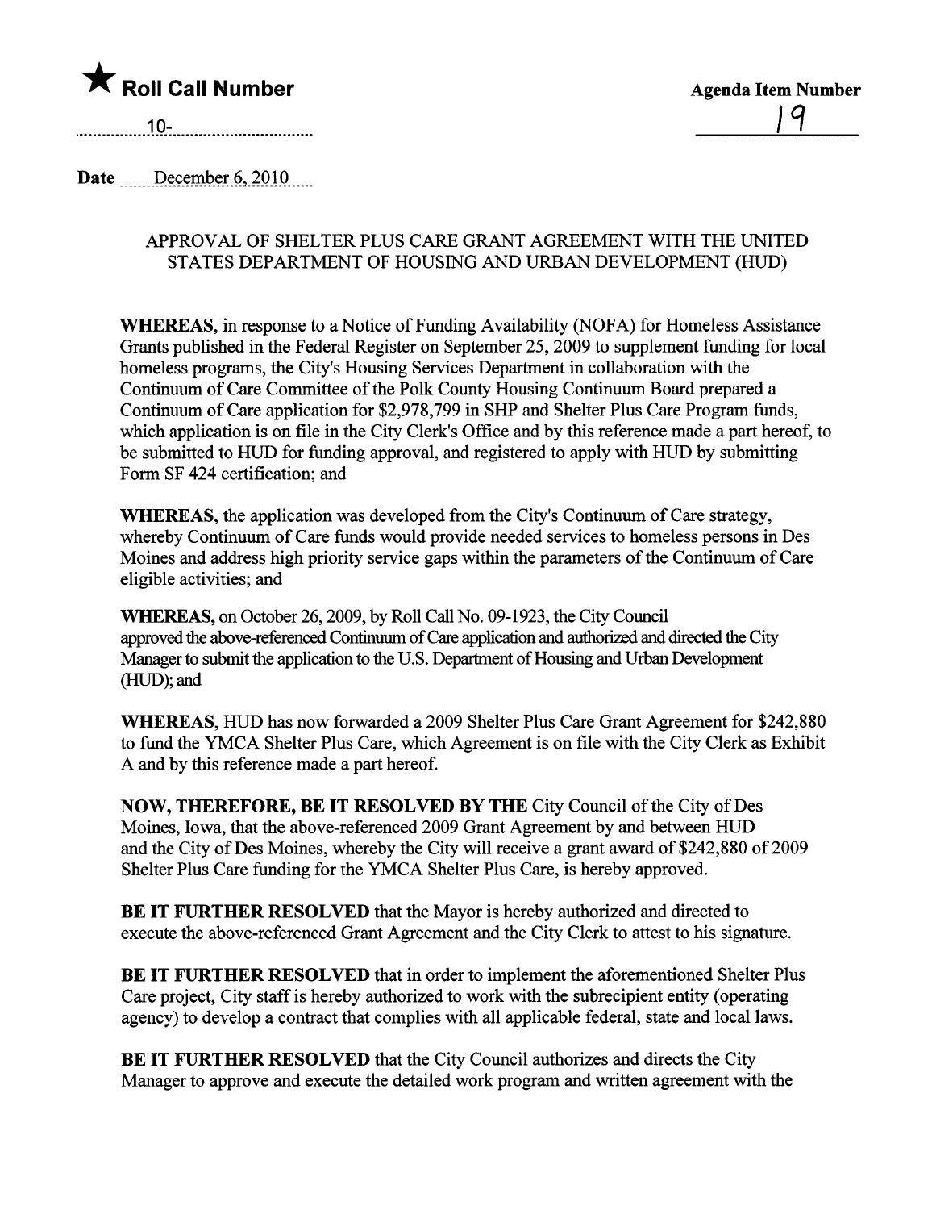★ **Roll Call Number**

10-

**Agenda Item Number**

19

**Date** December 6, 2010

APPROVAL OF SHELTER PLUS CARE GRANT AGREEMENT WITH THE UNITED STATES DEPARTMENT OF HOUSING AND URBAN DEVELOPMENT (HUD)

**WHEREAS,** in response to a Notice of Funding Availability (NOFA) for Homeless Assistance Grants published in the Federal Register on September 25, 2009 to supplement funding for local homeless programs, the City's Housing Services Department in collaboration with the Continuum of Care Committee of the Polk County Housing Continuum Board prepared a Continuum of Care application for $2,978,799 in SHP and Shelter Plus Care Program funds, which application is on file in the City Clerk's Office and by this reference made a part hereof, to be submitted to HUD for funding approval, and registered to apply with HUD by submitting Form SF 424 certification; and

**WHEREAS,** the application was developed from the City's Continuum of Care strategy, whereby Continuum of Care funds would provide needed services to homeless persons in Des Moines and address high priority service gaps within the parameters of the Continuum of Care eligible activities; and

**WHEREAS,** on October 26, 2009, by Roll Call No. 09-1923, the City Council approved the above-referenced Continuum of Care application and authorized and directed the City Manager to submit the application to the U.S. Department of Housing and Urban Development (HUD); and

**WHEREAS,** HUD has now forwarded a 2009 Shelter Plus Care Grant Agreement for $242,880 to fund the YMCA Shelter Plus Care, which Agreement is on file with the City Clerk as Exhibit A and by this reference made a part hereof.

**NOW, THEREFORE, BE IT RESOLVED BY THE** City Council of the City of Des Moines, Iowa, that the above-referenced 2009 Grant Agreement by and between HUD and the City of Des Moines, whereby the City will receive a grant award of $242,880 of 2009 Shelter Plus Care funding for the YMCA Shelter Plus Care, is hereby approved.

**BE IT FURTHER RESOLVED** that the Mayor is hereby authorized and directed to execute the above-referenced Grant Agreement and the City Clerk to attest to his signature.

**BE IT FURTHER RESOLVED** that in order to implement the aforementioned Shelter Plus Care project, City staff is hereby authorized to work with the subrecipient entity (operating agency) to develop a contract that complies with all applicable federal, state and local laws.

**BE IT FURTHER RESOLVED** that the City Council authorizes and directs the City Manager to approve and execute the detailed work program and written agreement with the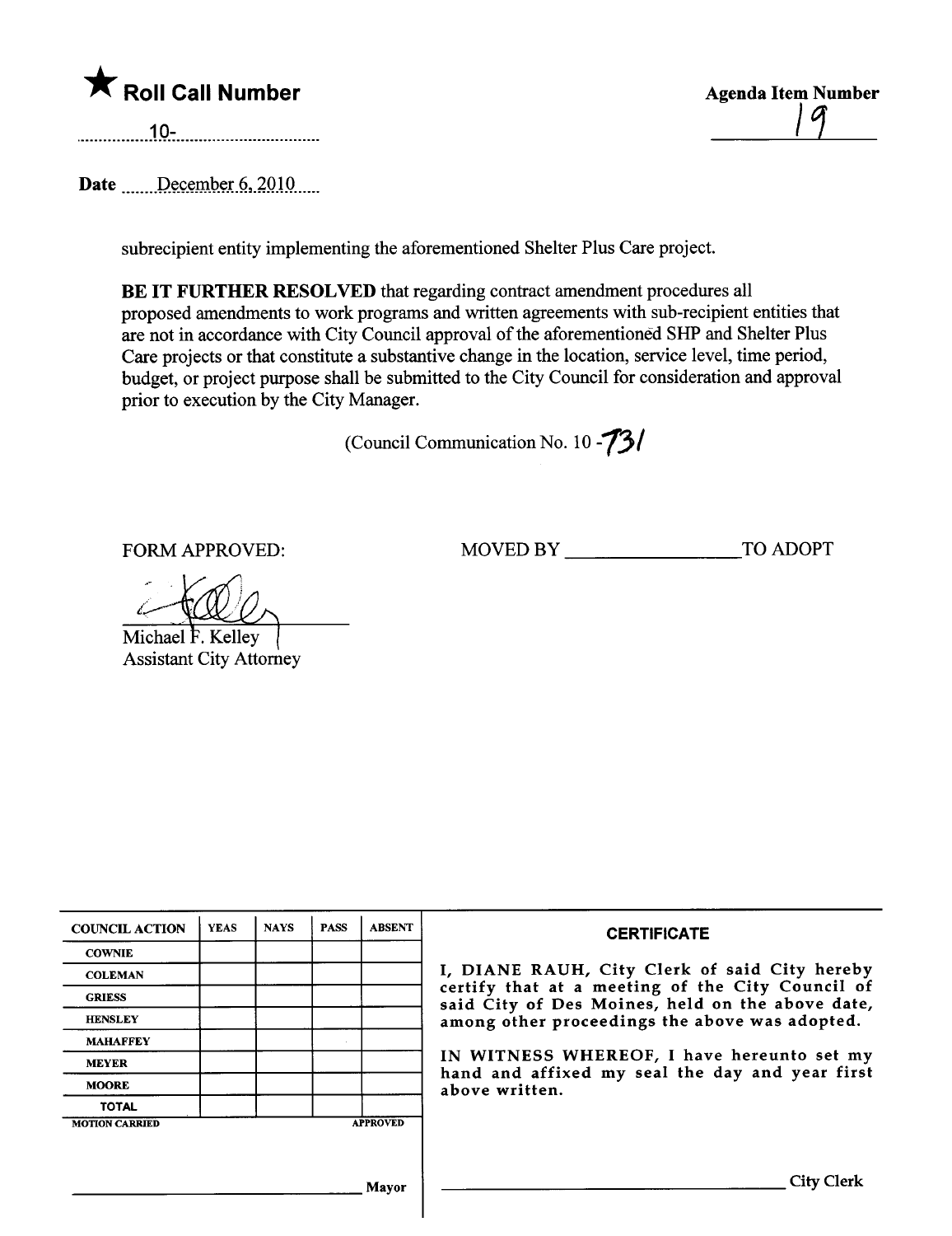★ **Roll Call Number**

10-

**Agenda Item Number**

19

**Date** December 6, 2010

subrecipient entity implementing the aforementioned Shelter Plus Care project.

**BE IT FURTHER RESOLVED** that regarding contract amendment procedures all proposed amendments to work programs and written agreements with sub-recipient entities that are not in accordance with City Council approval of the aforementioned SHP and Shelter Plus Care projects or that constitute a substantive change in the location, service level, time period, budget, or project purpose shall be submitted to the City Council for consideration and approval prior to execution by the City Manager.

(Council Communication No. 10 -731

FORM APPROVED:

Michael F. Kelley
Assistant City Attorney

MOVED BY _________________ TO ADOPT

| COUNCIL ACTION | YEAS | NAYS | PASS | ABSENT |
|---|---|---|---|---|
| COWNIE | | | | |
| COLEMAN | | | | |
| GRIESS | | | | |
| HENSLEY | | | | |
| MAHAFFEY | | | | |
| MEYER | | | | |
| MOORE | | | | |
| TOTAL | | | | |
| MOTION CARRIED | | | | APPROVED |

_________________________ Mayor

**CERTIFICATE**

I, DIANE RAUH, City Clerk of said City hereby certify that at a meeting of the City Council of said City of Des Moines, held on the above date, among other proceedings the above was adopted.

IN WITNESS WHEREOF, I have hereunto set my hand and affixed my seal the day and year first above written.

_________________________ City Clerk